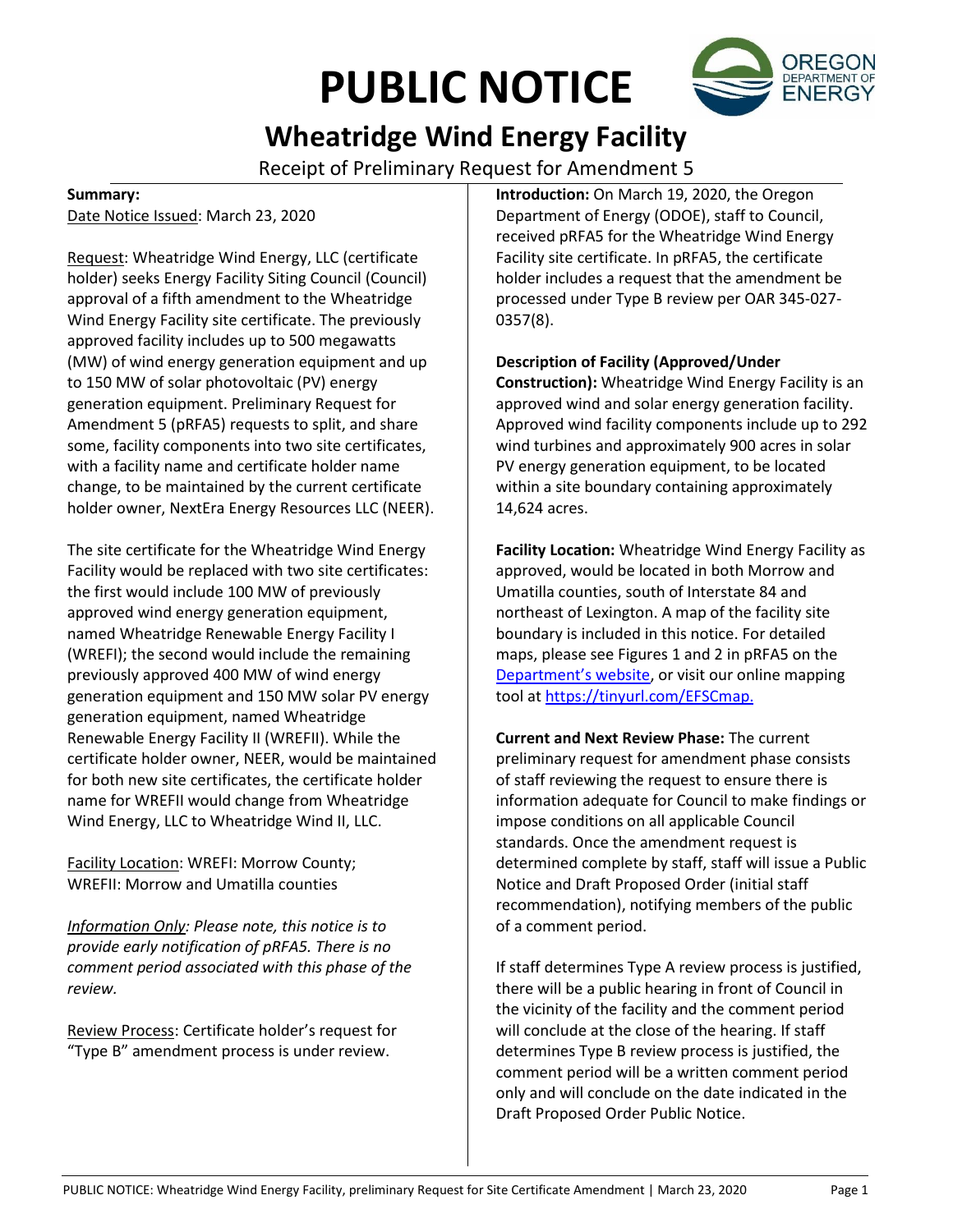# PUBLIC NOTICE

## Wheatridge Wind Energy Facility

Receipt of Preliminary Request for Amendment 5

**Summary:**

Date Notice Issued: March 23, 2020

Request: Wheatridge Wind Energy, LLC (certificate holder) seeks Energy Facility Siting Council (Council) approval of a fifth amendment to the Wheatridge Wind Energy Facility site certificate. The previously approved facility includes up to 500 megawatts (MW) of wind energy generation equipment and up to 150 MW of solar photovoltaic (PV) energy generation equipment. Preliminary Request for Amendment 5 (pRFA5) requests to split, and share some, facility components into two site certificates, with a facility name and certificate holder name change, to be maintained by the current certificate holder owner, NextEra Energy Resources LLC (NEER).

The site certificate for the Wheatridge Wind Energy Facility would be replaced with two site certificates: the first would include 100 MW of previously approved wind energy generation equipment, named Wheatridge Renewable Energy Facility I (WREFI); the second would include the remaining previously approved 400 MW of wind energy generation equipment and 150 MW solar PV energy generation equipment, named Wheatridge Renewable Energy Facility II (WREFII). While the certificate holder owner, NEER, would be maintained for both new site certificates, the certificate holder name for WREFII would change from Wheatridge Wind Energy, LLC to Wheatridge Wind II, LLC.

Facility Location: WREFI: Morrow County; WREFII: Morrow and Umatilla counties

*Information Only: Please note, this notice is to provide early notification of pRFA5. There is no comment period associated with this phase of the review.*

Review Process: Certificate holder's request for "Type B" amendment process is under review.

**Introduction:** On March 19, 2020, the Oregon Department of Energy (ODOE), staff to Council, received pRFA5 for the Wheatridge Wind Energy Facility site certificate. In pRFA5, the certificate holder includes a request that the amendment be processed under Type B review per OAR 345-027-0357(8).

**Description of Facility (Approved/Under Construction):** Wheatridge Wind Energy Facility is an approved wind and solar energy generation facility. Approved wind facility components include up to 292 wind turbines and approximately 900 acres in solar PV energy generation equipment, to be located within a site boundary containing approximately 14,624 acres.

**Facility Location:** Wheatridge Wind Energy Facility as approved, would be located in both Morrow and Umatilla counties, south of Interstate 84 and northeast of Lexington. A map of the facility site boundary is included in this notice. For detailed maps, please see Figures 1 and 2 in pRFA5 on the Department's website, or visit our online mapping tool at https://tinyurl.com/EFSCmap.

**Current and Next Review Phase:** The current preliminary request for amendment phase consists of staff reviewing the request to ensure there is information adequate for Council to make findings or impose conditions on all applicable Council standards. Once the amendment request is determined complete by staff, staff will issue a Public Notice and Draft Proposed Order (initial staff recommendation), notifying members of the public of a comment period.

If staff determines Type A review process is justified, there will be a public hearing in front of Council in the vicinity of the facility and the comment period will conclude at the close of the hearing. If staff determines Type B review process is justified, the comment period will be a written comment period only and will conclude on the date indicated in the Draft Proposed Order Public Notice.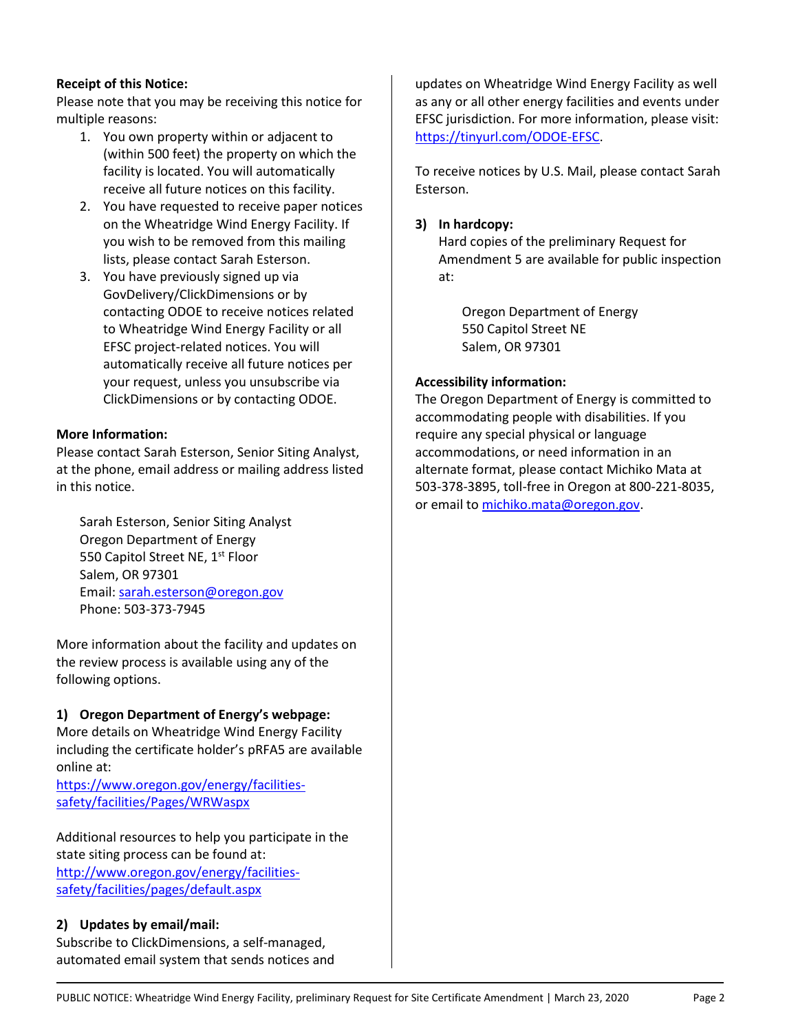**Receipt of this Notice:**

Please note that you may be receiving this notice for multiple reasons:

1. You own property within or adjacent to (within 500 feet) the property on which the facility is located. You will automatically receive all future notices on this facility.
2. You have requested to receive paper notices on the Wheatridge Wind Energy Facility. If you wish to be removed from this mailing lists, please contact Sarah Esterson.
3. You have previously signed up via GovDelivery/ClickDimensions or by contacting ODOE to receive notices related to Wheatridge Wind Energy Facility or all EFSC project-related notices. You will automatically receive all future notices per your request, unless you unsubscribe via ClickDimensions or by contacting ODOE.

**More Information:**

Please contact Sarah Esterson, Senior Siting Analyst, at the phone, email address or mailing address listed in this notice.

Sarah Esterson, Senior Siting Analyst
Oregon Department of Energy
550 Capitol Street NE, 1st Floor
Salem, OR 97301
Email: sarah.esterson@oregon.gov
Phone: 503-373-7945

More information about the facility and updates on the review process is available using any of the following options.

**1) Oregon Department of Energy's webpage:**

More details on Wheatridge Wind Energy Facility including the certificate holder's pRFA5 are available online at:
https://www.oregon.gov/energy/facilities-safety/facilities/Pages/WRWaspx

Additional resources to help you participate in the state siting process can be found at:
http://www.oregon.gov/energy/facilities-safety/facilities/pages/default.aspx

**2) Updates by email/mail:**

Subscribe to ClickDimensions, a self-managed, automated email system that sends notices and updates on Wheatridge Wind Energy Facility as well as any or all other energy facilities and events under EFSC jurisdiction. For more information, please visit: https://tinyurl.com/ODOE-EFSC.

To receive notices by U.S. Mail, please contact Sarah Esterson.

**3) In hardcopy:**

Hard copies of the preliminary Request for Amendment 5 are available for public inspection at:

Oregon Department of Energy
550 Capitol Street NE
Salem, OR 97301

**Accessibility information:**

The Oregon Department of Energy is committed to accommodating people with disabilities. If you require any special physical or language accommodations, or need information in an alternate format, please contact Michiko Mata at 503-378-3895, toll-free in Oregon at 800-221-8035, or email to michiko.mata@oregon.gov.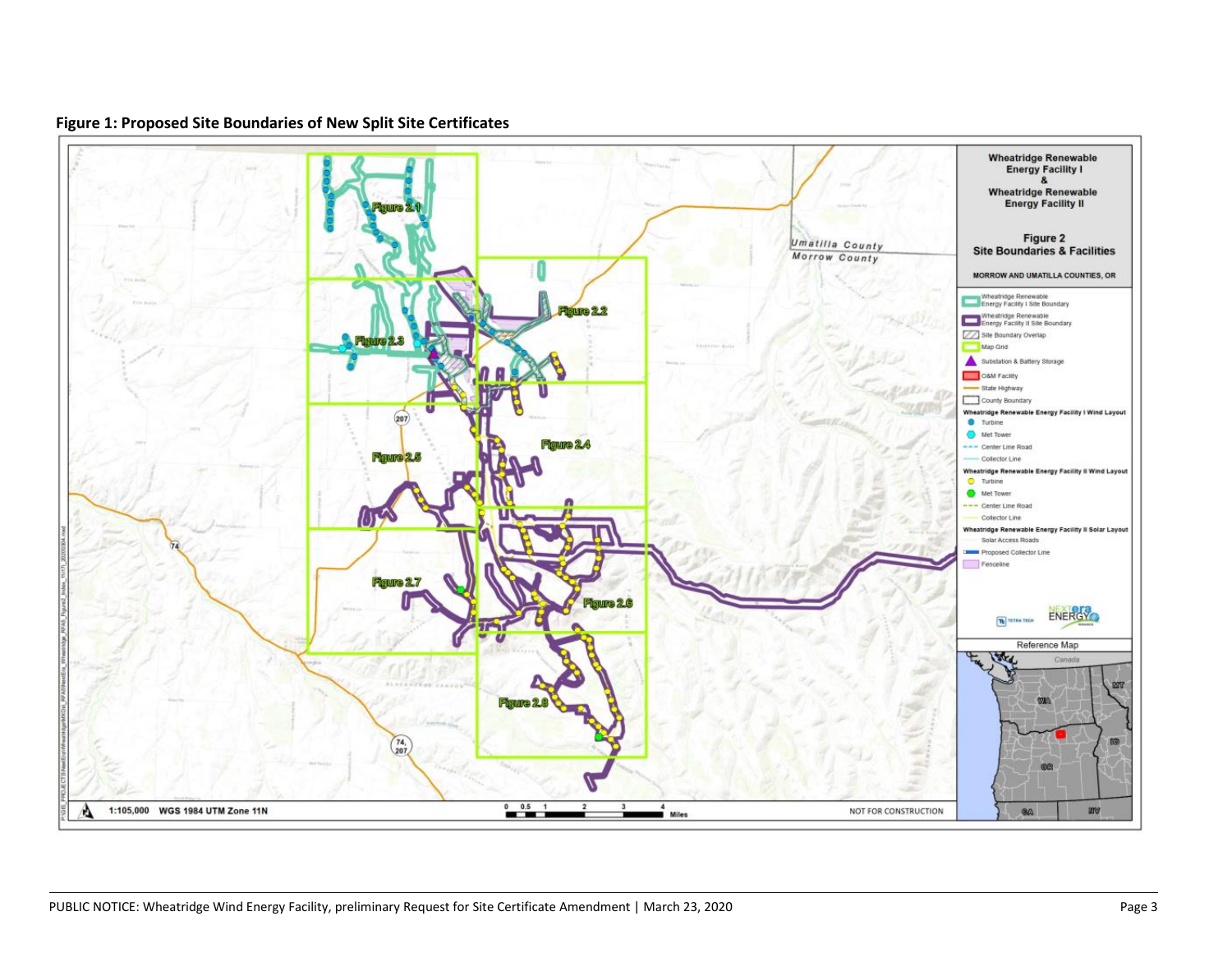**Figure 1: Proposed Site Boundaries of New Split Site Certificates**

Wheatridge Renewable Energy Facility I & Wheatridge Renewable Energy Facility II

Figure 2
Site Boundaries & Facilities

MORROW AND UMATILLA COUNTIES, OR

Wheatridge Renewable Energy Facility I Site Boundary
Wheatridge Renewable Energy Facility II Site Boundary
Site Boundary Overlap
Map Grid
Substation & Battery Storage
O&M Facility
State Highway
County Boundary

Wheatridge Renewable Energy Facility I Wind Layout
Turbine
Met Tower
Center Line Road
Collector Line

Wheatridge Renewable Energy Facility II Wind Layout
Turbine
Met Tower
Center Line Road
Collector Line

Wheatridge Renewable Energy Facility II Solar Layout
Solar Access Roads
Proposed Collector Line
Fenceline

Reference Map

Figure 2.1
Figure 2.2
Figure 2.3
Figure 2.4
Figure 2.5
Figure 2.6
Figure 2.7
Figure 2.8

Umatilla County
Morrow County

1:105,000 WGS 1984 UTM Zone 11N

0 0.5 1 2 3 4 Miles

NOT FOR CONSTRUCTION

PUBLIC NOTICE: Wheatridge Wind Energy Facility, preliminary Request for Site Certificate Amendment | March 23, 2020